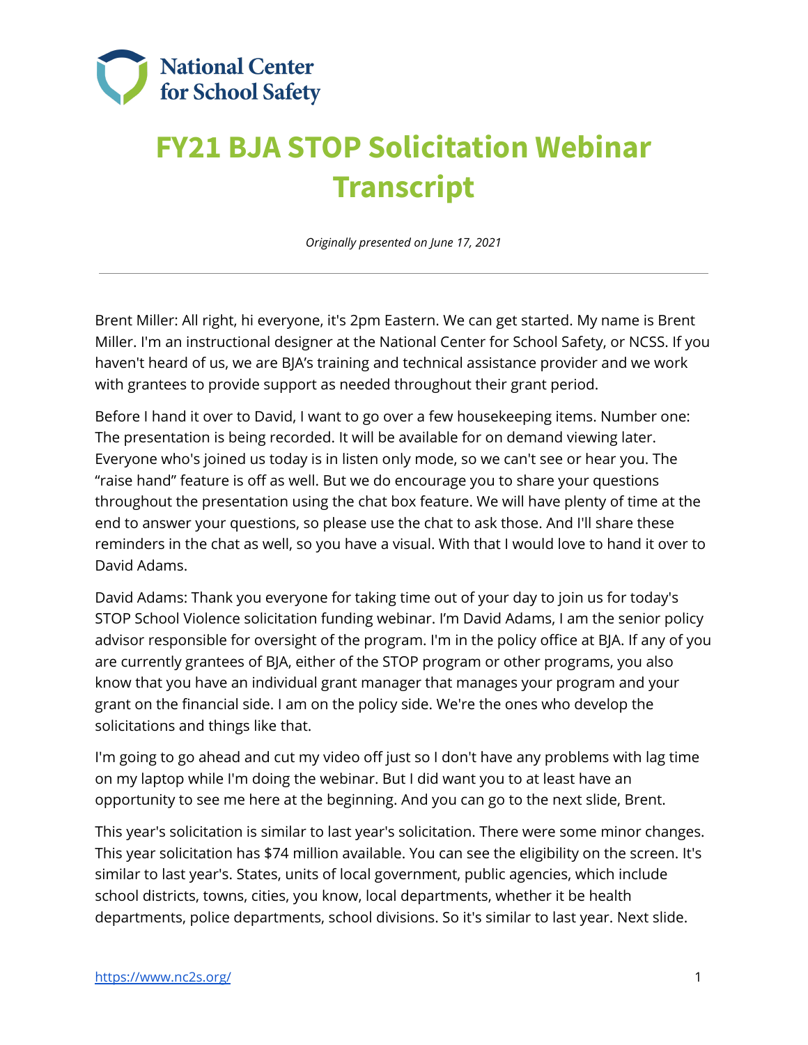National Center for School Safety

# FY21 BJA STOP Solicitation Webinar Transcript

*Originally presented on June 17, 2021*

---

Brent Miller: All right, hi everyone, it's 2pm Eastern. We can get started. My name is Brent Miller. I'm an instructional designer at the National Center for School Safety, or NCSS. If you haven't heard of us, we are BJA's training and technical assistance provider and we work with grantees to provide support as needed throughout their grant period.

Before I hand it over to David, I want to go over a few housekeeping items. Number one: The presentation is being recorded. It will be available for on demand viewing later. Everyone who's joined us today is in listen only mode, so we can't see or hear you. The "raise hand" feature is off as well. But we do encourage you to share your questions throughout the presentation using the chat box feature. We will have plenty of time at the end to answer your questions, so please use the chat to ask those. And I'll share these reminders in the chat as well, so you have a visual. With that I would love to hand it over to David Adams.

David Adams: Thank you everyone for taking time out of your day to join us for today's STOP School Violence solicitation funding webinar. I'm David Adams, I am the senior policy advisor responsible for oversight of the program. I'm in the policy office at BJA. If any of you are currently grantees of BJA, either of the STOP program or other programs, you also know that you have an individual grant manager that manages your program and your grant on the financial side. I am on the policy side. We're the ones who develop the solicitations and things like that.

I'm going to go ahead and cut my video off just so I don't have any problems with lag time on my laptop while I'm doing the webinar. But I did want you to at least have an opportunity to see me here at the beginning. And you can go to the next slide, Brent.

This year's solicitation is similar to last year's solicitation. There were some minor changes. This year solicitation has $74 million available. You can see the eligibility on the screen. It's similar to last year's. States, units of local government, public agencies, which include school districts, towns, cities, you know, local departments, whether it be health departments, police departments, school divisions. So it's similar to last year. Next slide.

https://www.nc2s.org/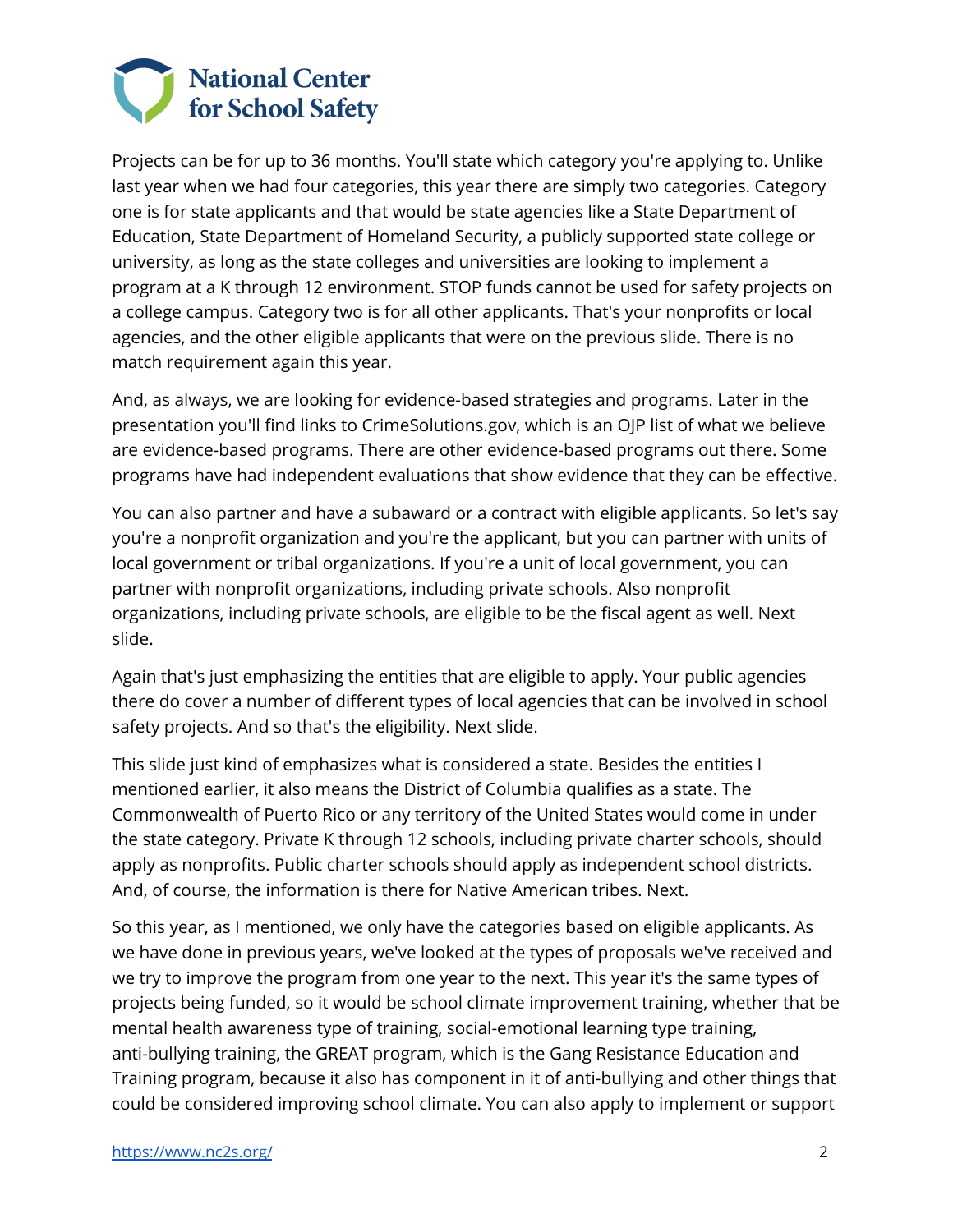Projects can be for up to 36 months. You'll state which category you're applying to. Unlike last year when we had four categories, this year there are simply two categories. Category one is for state applicants and that would be state agencies like a State Department of Education, State Department of Homeland Security, a publicly supported state college or university, as long as the state colleges and universities are looking to implement a program at a K through 12 environment. STOP funds cannot be used for safety projects on a college campus. Category two is for all other applicants. That's your nonprofits or local agencies, and the other eligible applicants that were on the previous slide. There is no match requirement again this year.

And, as always, we are looking for evidence-based strategies and programs. Later in the presentation you'll find links to CrimeSolutions.gov, which is an OJP list of what we believe are evidence-based programs. There are other evidence-based programs out there. Some programs have had independent evaluations that show evidence that they can be effective.

You can also partner and have a subaward or a contract with eligible applicants. So let's say you're a nonprofit organization and you're the applicant, but you can partner with units of local government or tribal organizations. If you're a unit of local government, you can partner with nonprofit organizations, including private schools. Also nonprofit organizations, including private schools, are eligible to be the fiscal agent as well. Next slide.

Again that's just emphasizing the entities that are eligible to apply. Your public agencies there do cover a number of different types of local agencies that can be involved in school safety projects. And so that's the eligibility. Next slide.

This slide just kind of emphasizes what is considered a state. Besides the entities I mentioned earlier, it also means the District of Columbia qualifies as a state. The Commonwealth of Puerto Rico or any territory of the United States would come in under the state category. Private K through 12 schools, including private charter schools, should apply as nonprofits. Public charter schools should apply as independent school districts. And, of course, the information is there for Native American tribes. Next.

So this year, as I mentioned, we only have the categories based on eligible applicants. As we have done in previous years, we've looked at the types of proposals we've received and we try to improve the program from one year to the next. This year it's the same types of projects being funded, so it would be school climate improvement training, whether that be mental health awareness type of training, social-emotional learning type training, anti-bullying training, the GREAT program, which is the Gang Resistance Education and Training program, because it also has component in it of anti-bullying and other things that could be considered improving school climate. You can also apply to implement or support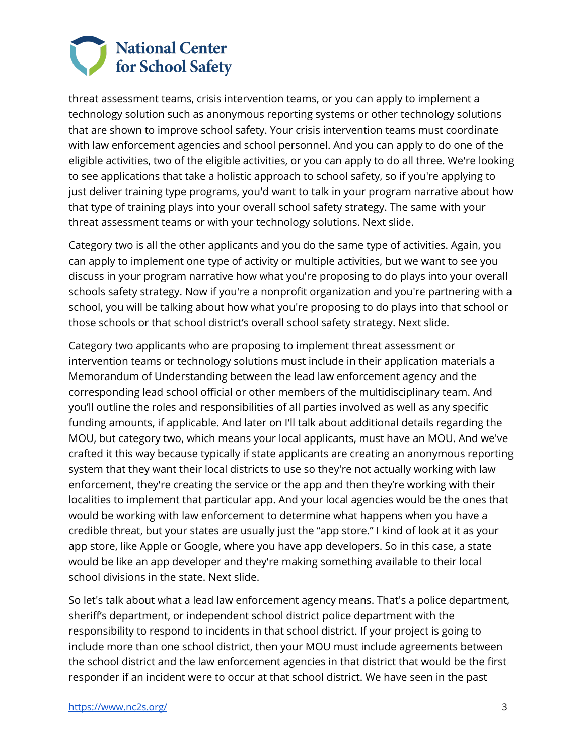threat assessment teams, crisis intervention teams, or you can apply to implement a technology solution such as anonymous reporting systems or other technology solutions that are shown to improve school safety. Your crisis intervention teams must coordinate with law enforcement agencies and school personnel. And you can apply to do one of the eligible activities, two of the eligible activities, or you can apply to do all three. We're looking to see applications that take a holistic approach to school safety, so if you're applying to just deliver training type programs, you'd want to talk in your program narrative about how that type of training plays into your overall school safety strategy. The same with your threat assessment teams or with your technology solutions. Next slide.

Category two is all the other applicants and you do the same type of activities. Again, you can apply to implement one type of activity or multiple activities, but we want to see you discuss in your program narrative how what you're proposing to do plays into your overall schools safety strategy. Now if you're a nonprofit organization and you're partnering with a school, you will be talking about how what you're proposing to do plays into that school or those schools or that school district's overall school safety strategy. Next slide.

Category two applicants who are proposing to implement threat assessment or intervention teams or technology solutions must include in their application materials a Memorandum of Understanding between the lead law enforcement agency and the corresponding lead school official or other members of the multidisciplinary team. And you'll outline the roles and responsibilities of all parties involved as well as any specific funding amounts, if applicable. And later on I'll talk about additional details regarding the MOU, but category two, which means your local applicants, must have an MOU. And we've crafted it this way because typically if state applicants are creating an anonymous reporting system that they want their local districts to use so they're not actually working with law enforcement, they're creating the service or the app and then they're working with their localities to implement that particular app. And your local agencies would be the ones that would be working with law enforcement to determine what happens when you have a credible threat, but your states are usually just the "app store." I kind of look at it as your app store, like Apple or Google, where you have app developers. So in this case, a state would be like an app developer and they're making something available to their local school divisions in the state. Next slide.

So let's talk about what a lead law enforcement agency means. That's a police department, sheriff's department, or independent school district police department with the responsibility to respond to incidents in that school district. If your project is going to include more than one school district, then your MOU must include agreements between the school district and the law enforcement agencies in that district that would be the first responder if an incident were to occur at that school district. We have seen in the past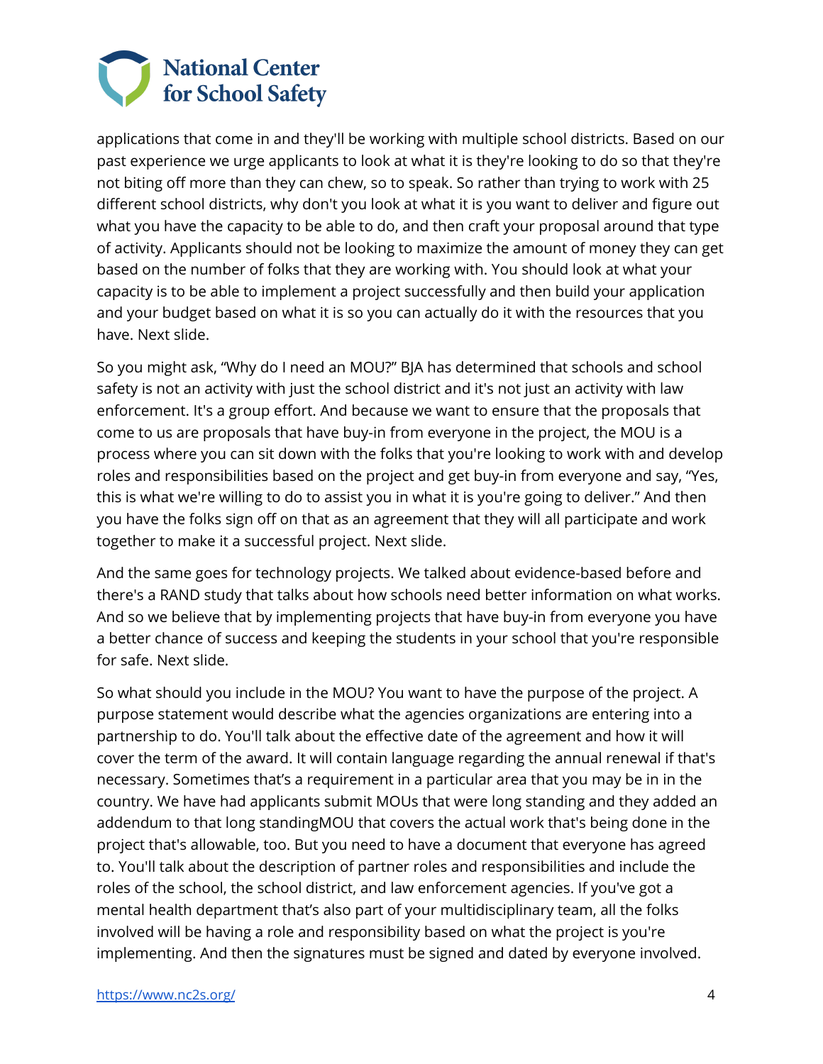applications that come in and they'll be working with multiple school districts. Based on our past experience we urge applicants to look at what it is they're looking to do so that they're not biting off more than they can chew, so to speak. So rather than trying to work with 25 different school districts, why don't you look at what it is you want to deliver and figure out what you have the capacity to be able to do, and then craft your proposal around that type of activity. Applicants should not be looking to maximize the amount of money they can get based on the number of folks that they are working with. You should look at what your capacity is to be able to implement a project successfully and then build your application and your budget based on what it is so you can actually do it with the resources that you have. Next slide.

So you might ask, "Why do I need an MOU?" BJA has determined that schools and school safety is not an activity with just the school district and it's not just an activity with law enforcement. It's a group effort. And because we want to ensure that the proposals that come to us are proposals that have buy-in from everyone in the project, the MOU is a process where you can sit down with the folks that you're looking to work with and develop roles and responsibilities based on the project and get buy-in from everyone and say, "Yes, this is what we're willing to do to assist you in what it is you're going to deliver." And then you have the folks sign off on that as an agreement that they will all participate and work together to make it a successful project. Next slide.

And the same goes for technology projects. We talked about evidence-based before and there's a RAND study that talks about how schools need better information on what works. And so we believe that by implementing projects that have buy-in from everyone you have a better chance of success and keeping the students in your school that you're responsible for safe. Next slide.

So what should you include in the MOU? You want to have the purpose of the project. A purpose statement would describe what the agencies organizations are entering into a partnership to do. You'll talk about the effective date of the agreement and how it will cover the term of the award. It will contain language regarding the annual renewal if that's necessary. Sometimes that's a requirement in a particular area that you may be in in the country. We have had applicants submit MOUs that were long standing and they added an addendum to that long standingMOU that covers the actual work that's being done in the project that's allowable, too. But you need to have a document that everyone has agreed to. You'll talk about the description of partner roles and responsibilities and include the roles of the school, the school district, and law enforcement agencies. If you've got a mental health department that's also part of your multidisciplinary team, all the folks involved will be having a role and responsibility based on what the project is you're implementing. And then the signatures must be signed and dated by everyone involved.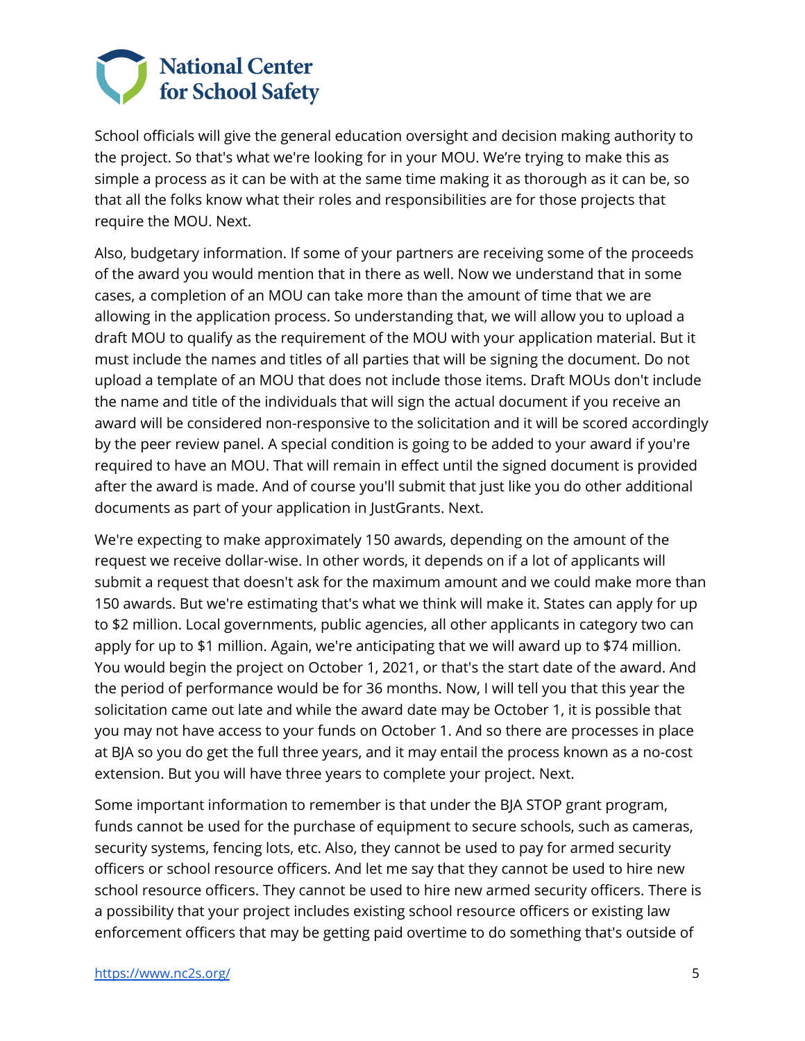School officials will give the general education oversight and decision making authority to the project. So that's what we're looking for in your MOU. We're trying to make this as simple a process as it can be with at the same time making it as thorough as it can be, so that all the folks know what their roles and responsibilities are for those projects that require the MOU. Next.

Also, budgetary information. If some of your partners are receiving some of the proceeds of the award you would mention that in there as well. Now we understand that in some cases, a completion of an MOU can take more than the amount of time that we are allowing in the application process. So understanding that, we will allow you to upload a draft MOU to qualify as the requirement of the MOU with your application material. But it must include the names and titles of all parties that will be signing the document. Do not upload a template of an MOU that does not include those items. Draft MOUs don't include the name and title of the individuals that will sign the actual document if you receive an award will be considered non-responsive to the solicitation and it will be scored accordingly by the peer review panel. A special condition is going to be added to your award if you're required to have an MOU. That will remain in effect until the signed document is provided after the award is made. And of course you'll submit that just like you do other additional documents as part of your application in JustGrants. Next.

We're expecting to make approximately 150 awards, depending on the amount of the request we receive dollar-wise. In other words, it depends on if a lot of applicants will submit a request that doesn't ask for the maximum amount and we could make more than 150 awards. But we're estimating that's what we think will make it. States can apply for up to $2 million. Local governments, public agencies, all other applicants in category two can apply for up to $1 million. Again, we're anticipating that we will award up to $74 million. You would begin the project on October 1, 2021, or that's the start date of the award. And the period of performance would be for 36 months. Now, I will tell you that this year the solicitation came out late and while the award date may be October 1, it is possible that you may not have access to your funds on October 1. And so there are processes in place at BJA so you do get the full three years, and it may entail the process known as a no-cost extension. But you will have three years to complete your project. Next.

Some important information to remember is that under the BJA STOP grant program, funds cannot be used for the purchase of equipment to secure schools, such as cameras, security systems, fencing lots, etc. Also, they cannot be used to pay for armed security officers or school resource officers. And let me say that they cannot be used to hire new school resource officers. They cannot be used to hire new armed security officers. There is a possibility that your project includes existing school resource officers or existing law enforcement officers that may be getting paid overtime to do something that's outside of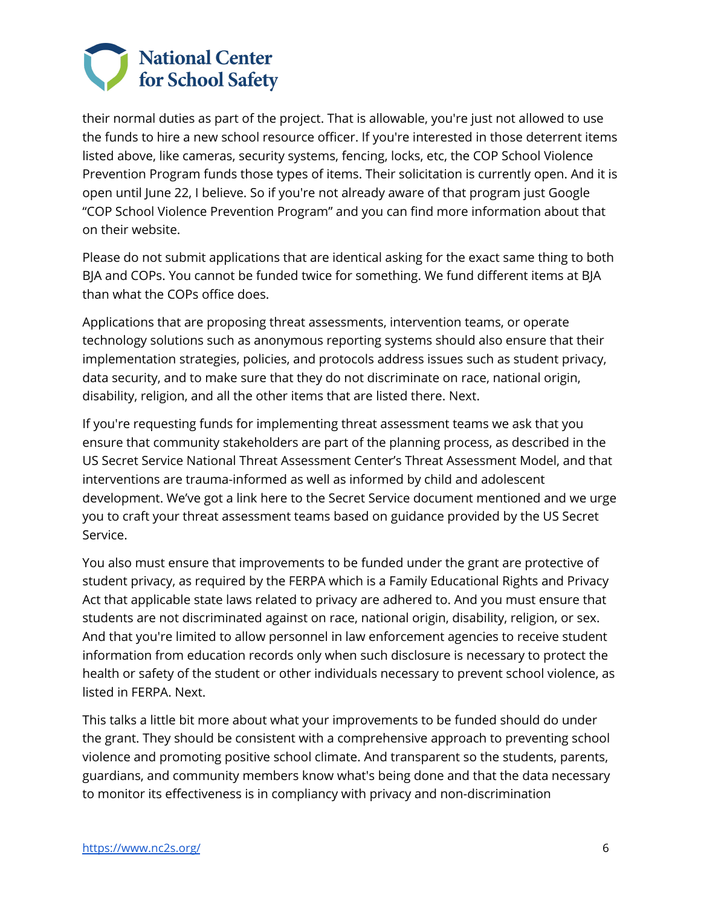their normal duties as part of the project. That is allowable, you're just not allowed to use the funds to hire a new school resource officer. If you're interested in those deterrent items listed above, like cameras, security systems, fencing, locks, etc, the COP School Violence Prevention Program funds those types of items. Their solicitation is currently open. And it is open until June 22, I believe. So if you're not already aware of that program just Google "COP School Violence Prevention Program" and you can find more information about that on their website.

Please do not submit applications that are identical asking for the exact same thing to both BJA and COPs. You cannot be funded twice for something. We fund different items at BJA than what the COPs office does.

Applications that are proposing threat assessments, intervention teams, or operate technology solutions such as anonymous reporting systems should also ensure that their implementation strategies, policies, and protocols address issues such as student privacy, data security, and to make sure that they do not discriminate on race, national origin, disability, religion, and all the other items that are listed there. Next.

If you're requesting funds for implementing threat assessment teams we ask that you ensure that community stakeholders are part of the planning process, as described in the US Secret Service National Threat Assessment Center's Threat Assessment Model, and that interventions are trauma-informed as well as informed by child and adolescent development. We've got a link here to the Secret Service document mentioned and we urge you to craft your threat assessment teams based on guidance provided by the US Secret Service.

You also must ensure that improvements to be funded under the grant are protective of student privacy, as required by the FERPA which is a Family Educational Rights and Privacy Act that applicable state laws related to privacy are adhered to. And you must ensure that students are not discriminated against on race, national origin, disability, religion, or sex. And that you're limited to allow personnel in law enforcement agencies to receive student information from education records only when such disclosure is necessary to protect the health or safety of the student or other individuals necessary to prevent school violence, as listed in FERPA. Next.

This talks a little bit more about what your improvements to be funded should do under the grant. They should be consistent with a comprehensive approach to preventing school violence and promoting positive school climate. And transparent so the students, parents, guardians, and community members know what's being done and that the data necessary to monitor its effectiveness is in compliancy with privacy and non-discrimination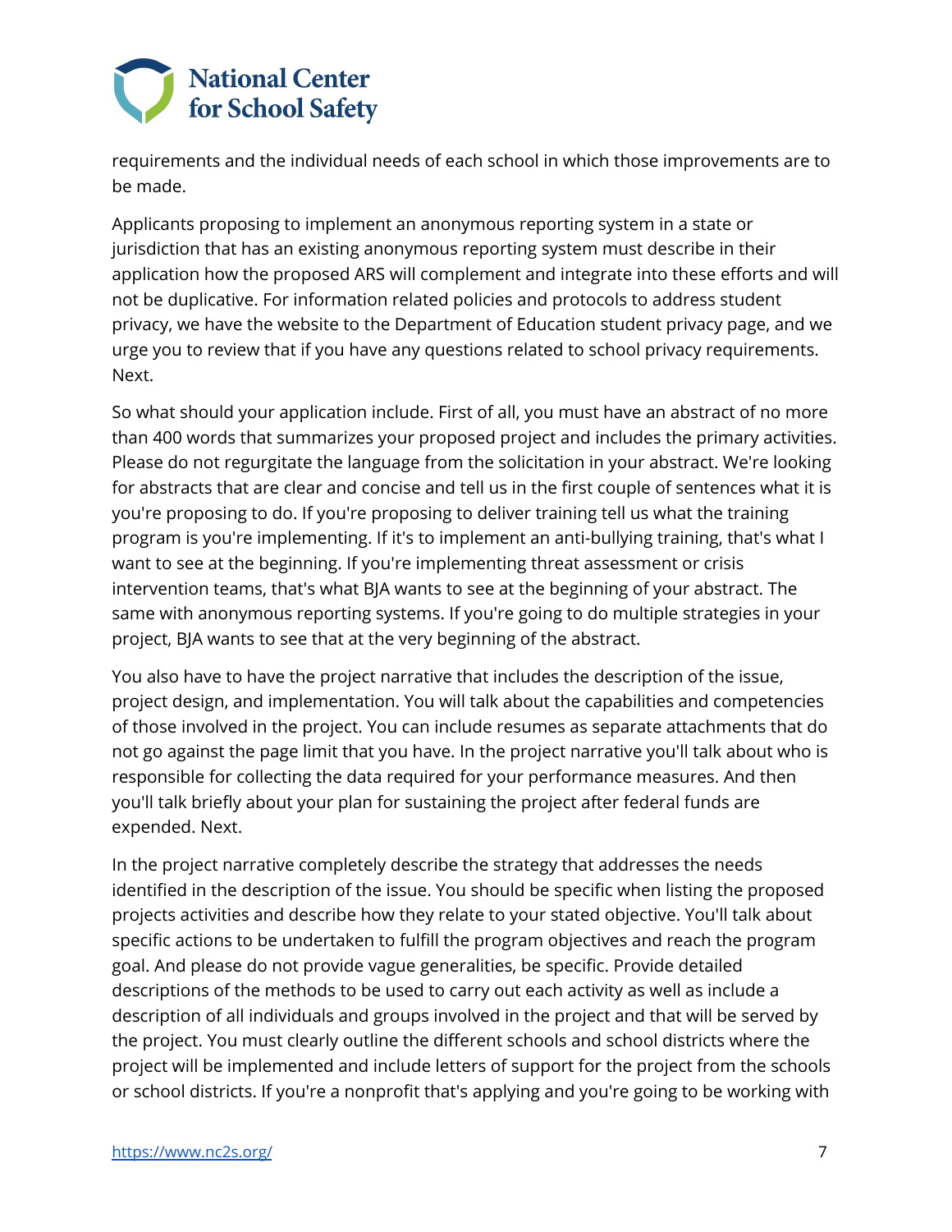requirements and the individual needs of each school in which those improvements are to be made.

Applicants proposing to implement an anonymous reporting system in a state or jurisdiction that has an existing anonymous reporting system must describe in their application how the proposed ARS will complement and integrate into these efforts and will not be duplicative. For information related policies and protocols to address student privacy, we have the website to the Department of Education student privacy page, and we urge you to review that if you have any questions related to school privacy requirements. Next.

So what should your application include. First of all, you must have an abstract of no more than 400 words that summarizes your proposed project and includes the primary activities. Please do not regurgitate the language from the solicitation in your abstract. We're looking for abstracts that are clear and concise and tell us in the first couple of sentences what it is you're proposing to do. If you're proposing to deliver training tell us what the training program is you're implementing. If it's to implement an anti-bullying training, that's what I want to see at the beginning. If you're implementing threat assessment or crisis intervention teams, that's what BJA wants to see at the beginning of your abstract. The same with anonymous reporting systems. If you're going to do multiple strategies in your project, BJA wants to see that at the very beginning of the abstract.

You also have to have the project narrative that includes the description of the issue, project design, and implementation. You will talk about the capabilities and competencies of those involved in the project. You can include resumes as separate attachments that do not go against the page limit that you have. In the project narrative you'll talk about who is responsible for collecting the data required for your performance measures. And then you'll talk briefly about your plan for sustaining the project after federal funds are expended. Next.

In the project narrative completely describe the strategy that addresses the needs identified in the description of the issue. You should be specific when listing the proposed projects activities and describe how they relate to your stated objective. You'll talk about specific actions to be undertaken to fulfill the program objectives and reach the program goal. And please do not provide vague generalities, be specific. Provide detailed descriptions of the methods to be used to carry out each activity as well as include a description of all individuals and groups involved in the project and that will be served by the project. You must clearly outline the different schools and school districts where the project will be implemented and include letters of support for the project from the schools or school districts. If you're a nonprofit that's applying and you're going to be working with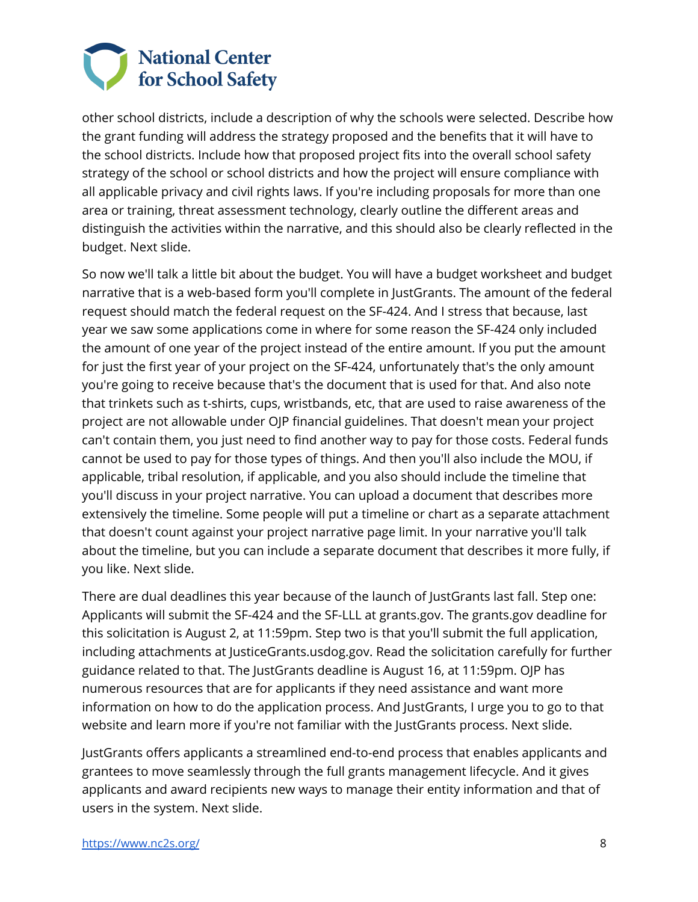other school districts, include a description of why the schools were selected. Describe how the grant funding will address the strategy proposed and the benefits that it will have to the school districts. Include how that proposed project fits into the overall school safety strategy of the school or school districts and how the project will ensure compliance with all applicable privacy and civil rights laws. If you're including proposals for more than one area or training, threat assessment technology, clearly outline the different areas and distinguish the activities within the narrative, and this should also be clearly reflected in the budget. Next slide.

So now we'll talk a little bit about the budget. You will have a budget worksheet and budget narrative that is a web-based form you'll complete in JustGrants. The amount of the federal request should match the federal request on the SF-424. And I stress that because, last year we saw some applications come in where for some reason the SF-424 only included the amount of one year of the project instead of the entire amount. If you put the amount for just the first year of your project on the SF-424, unfortunately that's the only amount you're going to receive because that's the document that is used for that. And also note that trinkets such as t-shirts, cups, wristbands, etc, that are used to raise awareness of the project are not allowable under OJP financial guidelines. That doesn't mean your project can't contain them, you just need to find another way to pay for those costs. Federal funds cannot be used to pay for those types of things. And then you'll also include the MOU, if applicable, tribal resolution, if applicable, and you also should include the timeline that you'll discuss in your project narrative. You can upload a document that describes more extensively the timeline. Some people will put a timeline or chart as a separate attachment that doesn't count against your project narrative page limit. In your narrative you'll talk about the timeline, but you can include a separate document that describes it more fully, if you like. Next slide.

There are dual deadlines this year because of the launch of JustGrants last fall. Step one: Applicants will submit the SF-424 and the SF-LLL at grants.gov. The grants.gov deadline for this solicitation is August 2, at 11:59pm. Step two is that you'll submit the full application, including attachments at JusticeGrants.usdog.gov. Read the solicitation carefully for further guidance related to that. The JustGrants deadline is August 16, at 11:59pm. OJP has numerous resources that are for applicants if they need assistance and want more information on how to do the application process. And JustGrants, I urge you to go to that website and learn more if you're not familiar with the JustGrants process. Next slide.

JustGrants offers applicants a streamlined end-to-end process that enables applicants and grantees to move seamlessly through the full grants management lifecycle. And it gives applicants and award recipients new ways to manage their entity information and that of users in the system. Next slide.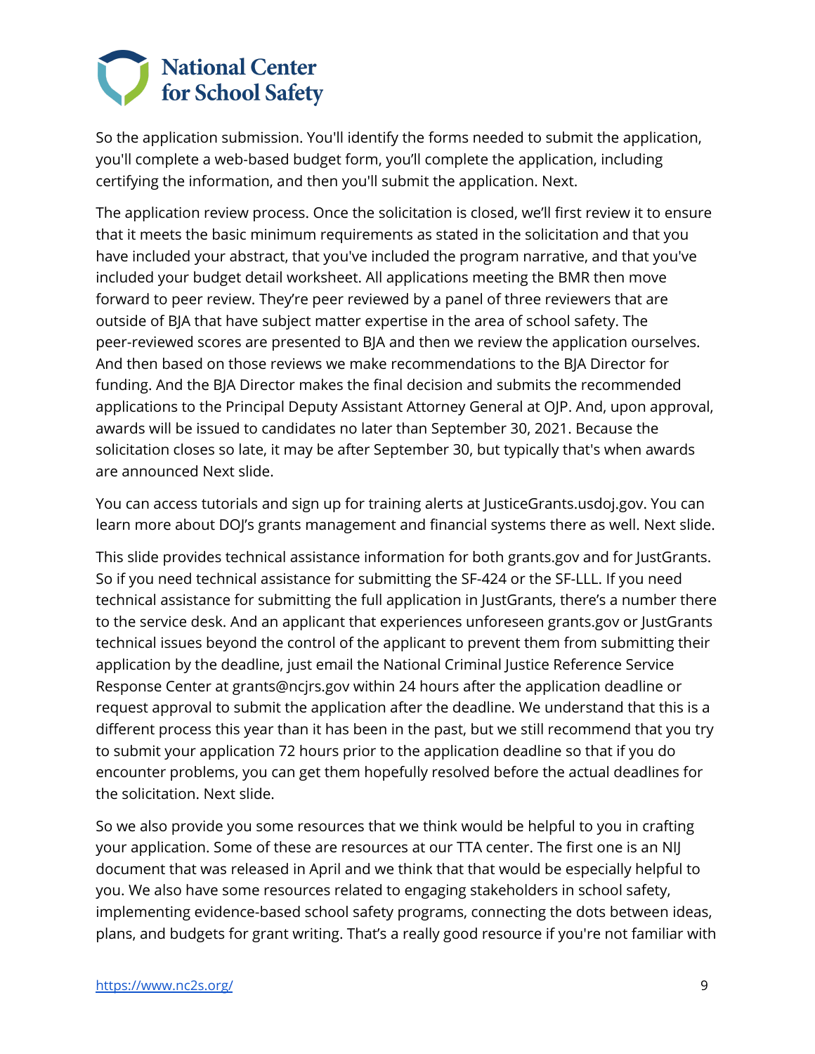So the application submission. You'll identify the forms needed to submit the application, you'll complete a web-based budget form, you'll complete the application, including certifying the information, and then you'll submit the application. Next.

The application review process. Once the solicitation is closed, we'll first review it to ensure that it meets the basic minimum requirements as stated in the solicitation and that you have included your abstract, that you've included the program narrative, and that you've included your budget detail worksheet. All applications meeting the BMR then move forward to peer review. They're peer reviewed by a panel of three reviewers that are outside of BJA that have subject matter expertise in the area of school safety. The peer-reviewed scores are presented to BJA and then we review the application ourselves. And then based on those reviews we make recommendations to the BJA Director for funding. And the BJA Director makes the final decision and submits the recommended applications to the Principal Deputy Assistant Attorney General at OJP. And, upon approval, awards will be issued to candidates no later than September 30, 2021. Because the solicitation closes so late, it may be after September 30, but typically that's when awards are announced Next slide.

You can access tutorials and sign up for training alerts at JusticeGrants.usdoj.gov. You can learn more about DOJ's grants management and financial systems there as well. Next slide.

This slide provides technical assistance information for both grants.gov and for JustGrants. So if you need technical assistance for submitting the SF-424 or the SF-LLL. If you need technical assistance for submitting the full application in JustGrants, there's a number there to the service desk. And an applicant that experiences unforeseen grants.gov or JustGrants technical issues beyond the control of the applicant to prevent them from submitting their application by the deadline, just email the National Criminal Justice Reference Service Response Center at grants@ncjrs.gov within 24 hours after the application deadline or request approval to submit the application after the deadline. We understand that this is a different process this year than it has been in the past, but we still recommend that you try to submit your application 72 hours prior to the application deadline so that if you do encounter problems, you can get them hopefully resolved before the actual deadlines for the solicitation. Next slide.

So we also provide you some resources that we think would be helpful to you in crafting your application. Some of these are resources at our TTA center. The first one is an NIJ document that was released in April and we think that that would be especially helpful to you. We also have some resources related to engaging stakeholders in school safety, implementing evidence-based school safety programs, connecting the dots between ideas, plans, and budgets for grant writing. That's a really good resource if you're not familiar with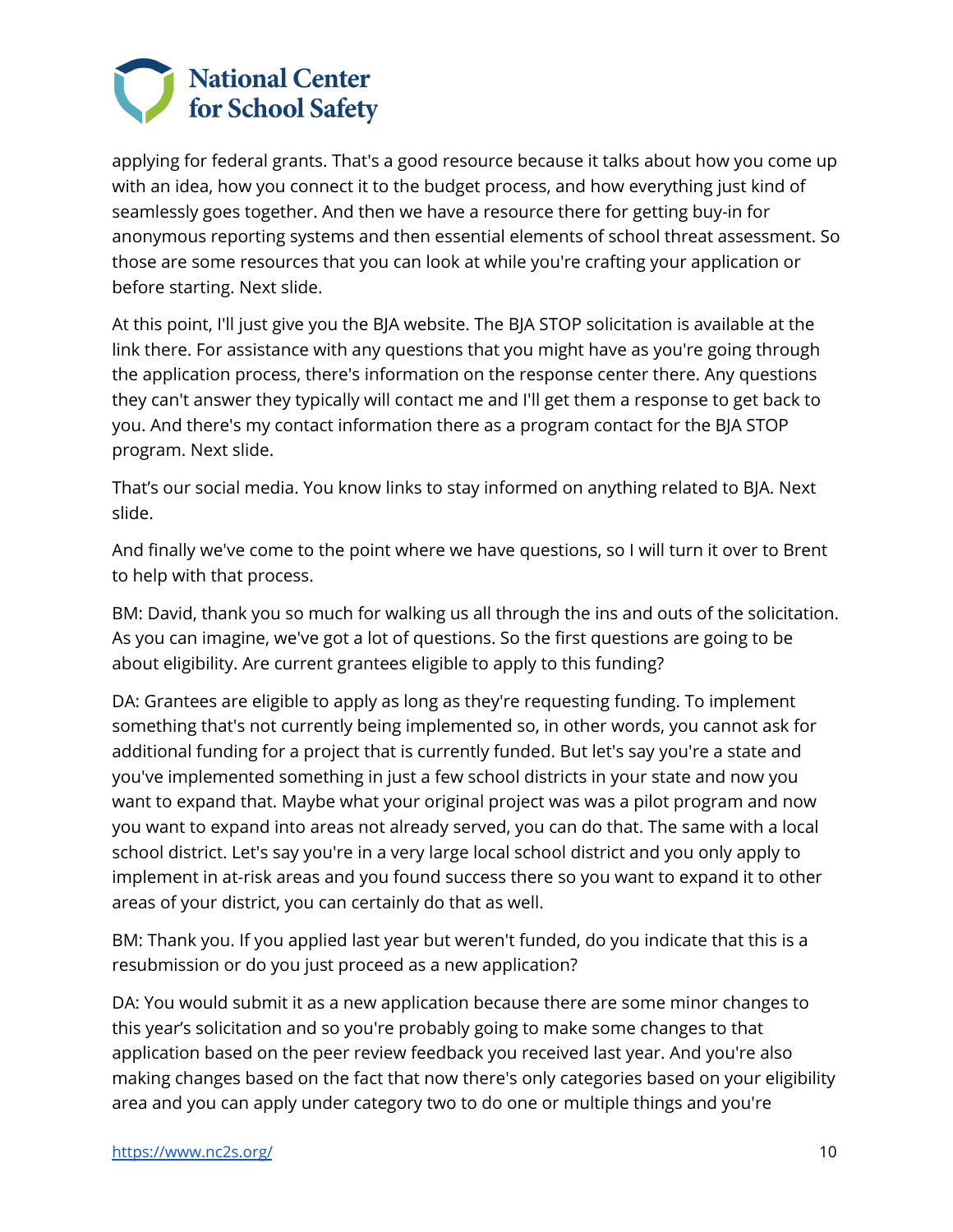applying for federal grants. That's a good resource because it talks about how you come up with an idea, how you connect it to the budget process, and how everything just kind of seamlessly goes together. And then we have a resource there for getting buy-in for anonymous reporting systems and then essential elements of school threat assessment. So those are some resources that you can look at while you're crafting your application or before starting. Next slide.

At this point, I'll just give you the BJA website. The BJA STOP solicitation is available at the link there. For assistance with any questions that you might have as you're going through the application process, there's information on the response center there. Any questions they can't answer they typically will contact me and I'll get them a response to get back to you. And there's my contact information there as a program contact for the BJA STOP program. Next slide.

That's our social media. You know links to stay informed on anything related to BJA. Next slide.

And finally we've come to the point where we have questions, so I will turn it over to Brent to help with that process.

BM: David, thank you so much for walking us all through the ins and outs of the solicitation. As you can imagine, we've got a lot of questions. So the first questions are going to be about eligibility. Are current grantees eligible to apply to this funding?

DA: Grantees are eligible to apply as long as they're requesting funding. To implement something that's not currently being implemented so, in other words, you cannot ask for additional funding for a project that is currently funded. But let's say you're a state and you've implemented something in just a few school districts in your state and now you want to expand that. Maybe what your original project was was a pilot program and now you want to expand into areas not already served, you can do that. The same with a local school district. Let's say you're in a very large local school district and you only apply to implement in at-risk areas and you found success there so you want to expand it to other areas of your district, you can certainly do that as well.

BM: Thank you. If you applied last year but weren't funded, do you indicate that this is a resubmission or do you just proceed as a new application?

DA: You would submit it as a new application because there are some minor changes to this year's solicitation and so you're probably going to make some changes to that application based on the peer review feedback you received last year. And you're also making changes based on the fact that now there's only categories based on your eligibility area and you can apply under category two to do one or multiple things and you're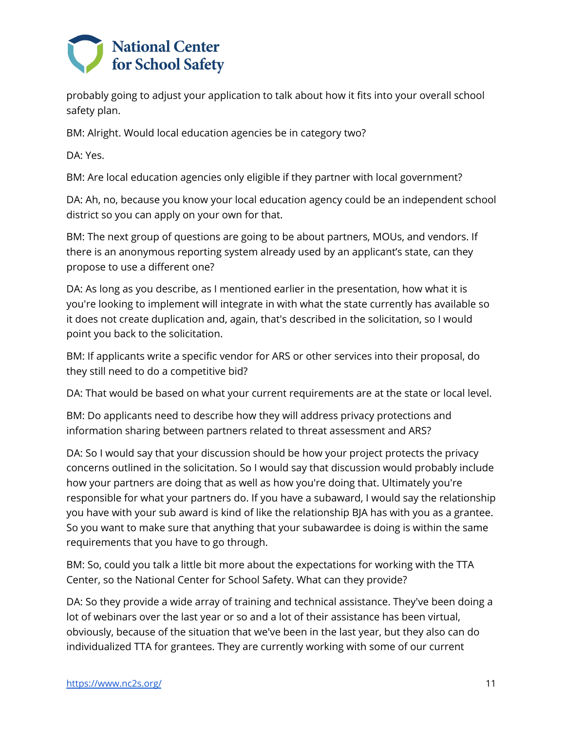probably going to adjust your application to talk about how it fits into your overall school safety plan.

BM: Alright. Would local education agencies be in category two?

DA: Yes.

BM: Are local education agencies only eligible if they partner with local government?

DA: Ah, no, because you know your local education agency could be an independent school district so you can apply on your own for that.

BM: The next group of questions are going to be about partners, MOUs, and vendors. If there is an anonymous reporting system already used by an applicant's state, can they propose to use a different one?

DA: As long as you describe, as I mentioned earlier in the presentation, how what it is you're looking to implement will integrate in with what the state currently has available so it does not create duplication and, again, that's described in the solicitation, so I would point you back to the solicitation.

BM: If applicants write a specific vendor for ARS or other services into their proposal, do they still need to do a competitive bid?

DA: That would be based on what your current requirements are at the state or local level.

BM: Do applicants need to describe how they will address privacy protections and information sharing between partners related to threat assessment and ARS?

DA: So I would say that your discussion should be how your project protects the privacy concerns outlined in the solicitation. So I would say that discussion would probably include how your partners are doing that as well as how you're doing that. Ultimately you're responsible for what your partners do. If you have a subaward, I would say the relationship you have with your sub award is kind of like the relationship BJA has with you as a grantee. So you want to make sure that anything that your subawardee is doing is within the same requirements that you have to go through.

BM: So, could you talk a little bit more about the expectations for working with the TTA Center, so the National Center for School Safety. What can they provide?

DA: So they provide a wide array of training and technical assistance. They've been doing a lot of webinars over the last year or so and a lot of their assistance has been virtual, obviously, because of the situation that we've been in the last year, but they also can do individualized TTA for grantees. They are currently working with some of our current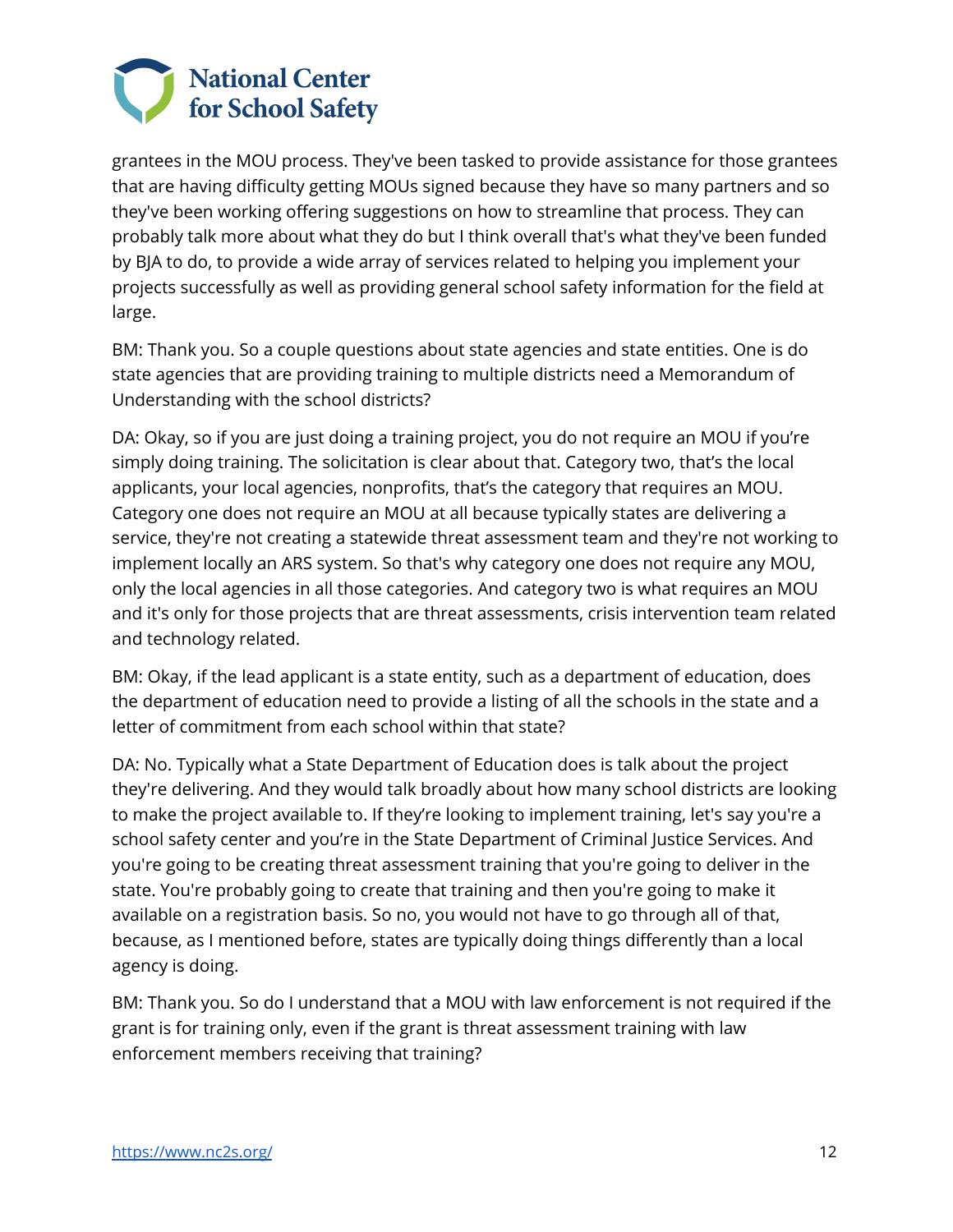grantees in the MOU process. They've been tasked to provide assistance for those grantees that are having difficulty getting MOUs signed because they have so many partners and so they've been working offering suggestions on how to streamline that process. They can probably talk more about what they do but I think overall that's what they've been funded by BJA to do, to provide a wide array of services related to helping you implement your projects successfully as well as providing general school safety information for the field at large.

BM: Thank you. So a couple questions about state agencies and state entities. One is do state agencies that are providing training to multiple districts need a Memorandum of Understanding with the school districts?

DA: Okay, so if you are just doing a training project, you do not require an MOU if you're simply doing training. The solicitation is clear about that. Category two, that's the local applicants, your local agencies, nonprofits, that's the category that requires an MOU. Category one does not require an MOU at all because typically states are delivering a service, they're not creating a statewide threat assessment team and they're not working to implement locally an ARS system. So that's why category one does not require any MOU, only the local agencies in all those categories. And category two is what requires an MOU and it's only for those projects that are threat assessments, crisis intervention team related and technology related.

BM: Okay, if the lead applicant is a state entity, such as a department of education, does the department of education need to provide a listing of all the schools in the state and a letter of commitment from each school within that state?

DA: No. Typically what a State Department of Education does is talk about the project they're delivering. And they would talk broadly about how many school districts are looking to make the project available to. If they're looking to implement training, let's say you're a school safety center and you're in the State Department of Criminal Justice Services. And you're going to be creating threat assessment training that you're going to deliver in the state. You're probably going to create that training and then you're going to make it available on a registration basis. So no, you would not have to go through all of that, because, as I mentioned before, states are typically doing things differently than a local agency is doing.

BM: Thank you. So do I understand that a MOU with law enforcement is not required if the grant is for training only, even if the grant is threat assessment training with law enforcement members receiving that training?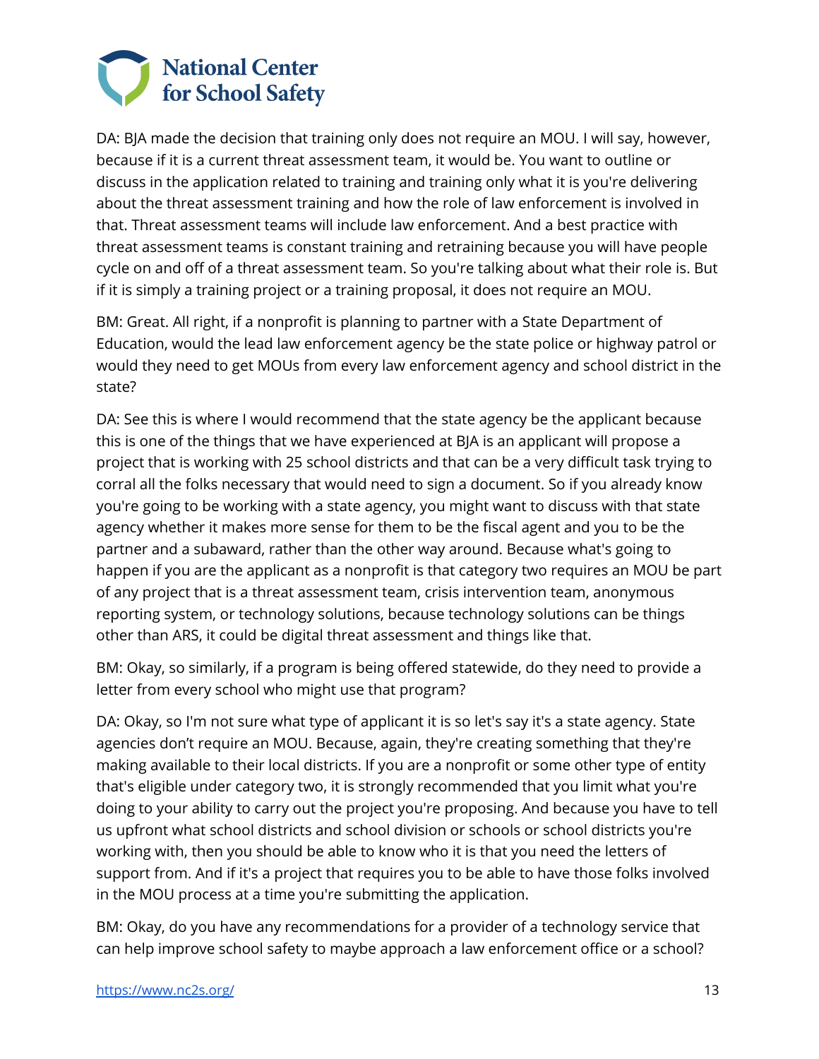DA: BJA made the decision that training only does not require an MOU. I will say, however, because if it is a current threat assessment team, it would be. You want to outline or discuss in the application related to training and training only what it is you're delivering about the threat assessment training and how the role of law enforcement is involved in that. Threat assessment teams will include law enforcement. And a best practice with threat assessment teams is constant training and retraining because you will have people cycle on and off of a threat assessment team. So you're talking about what their role is. But if it is simply a training project or a training proposal, it does not require an MOU.

BM: Great. All right, if a nonprofit is planning to partner with a State Department of Education, would the lead law enforcement agency be the state police or highway patrol or would they need to get MOUs from every law enforcement agency and school district in the state?

DA: See this is where I would recommend that the state agency be the applicant because this is one of the things that we have experienced at BJA is an applicant will propose a project that is working with 25 school districts and that can be a very difficult task trying to corral all the folks necessary that would need to sign a document. So if you already know you're going to be working with a state agency, you might want to discuss with that state agency whether it makes more sense for them to be the fiscal agent and you to be the partner and a subaward, rather than the other way around. Because what's going to happen if you are the applicant as a nonprofit is that category two requires an MOU be part of any project that is a threat assessment team, crisis intervention team, anonymous reporting system, or technology solutions, because technology solutions can be things other than ARS, it could be digital threat assessment and things like that.

BM: Okay, so similarly, if a program is being offered statewide, do they need to provide a letter from every school who might use that program?

DA: Okay, so I'm not sure what type of applicant it is so let's say it's a state agency. State agencies don't require an MOU. Because, again, they're creating something that they're making available to their local districts. If you are a nonprofit or some other type of entity that's eligible under category two, it is strongly recommended that you limit what you're doing to your ability to carry out the project you're proposing. And because you have to tell us upfront what school districts and school division or schools or school districts you're working with, then you should be able to know who it is that you need the letters of support from. And if it's a project that requires you to be able to have those folks involved in the MOU process at a time you're submitting the application.

BM: Okay, do you have any recommendations for a provider of a technology service that can help improve school safety to maybe approach a law enforcement office or a school?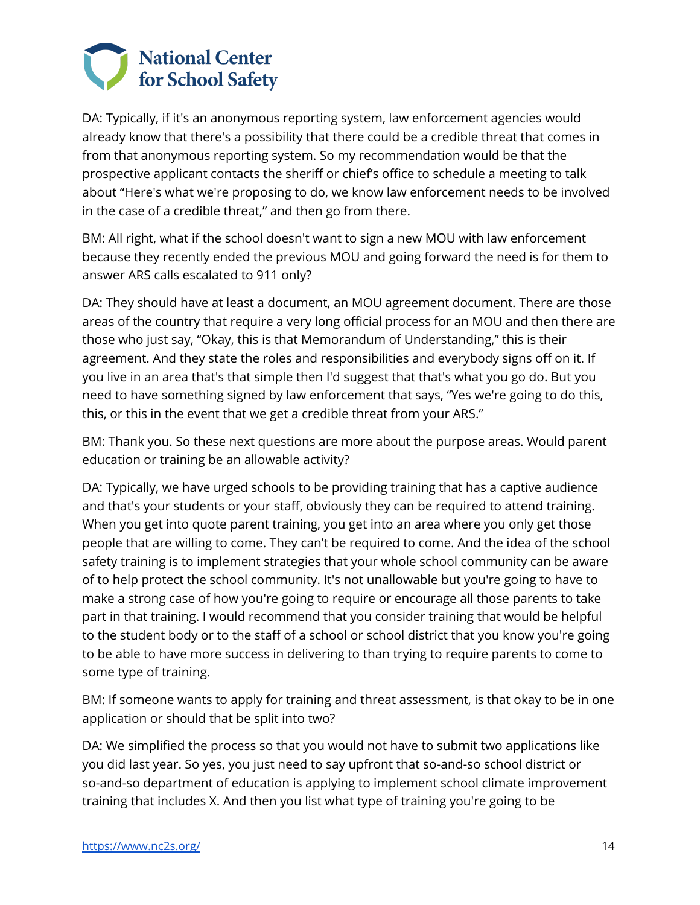DA: Typically, if it's an anonymous reporting system, law enforcement agencies would already know that there's a possibility that there could be a credible threat that comes in from that anonymous reporting system. So my recommendation would be that the prospective applicant contacts the sheriff or chief's office to schedule a meeting to talk about "Here's what we're proposing to do, we know law enforcement needs to be involved in the case of a credible threat," and then go from there.

BM: All right, what if the school doesn't want to sign a new MOU with law enforcement because they recently ended the previous MOU and going forward the need is for them to answer ARS calls escalated to 911 only?

DA: They should have at least a document, an MOU agreement document. There are those areas of the country that require a very long official process for an MOU and then there are those who just say, "Okay, this is that Memorandum of Understanding," this is their agreement. And they state the roles and responsibilities and everybody signs off on it. If you live in an area that's that simple then I'd suggest that that's what you go do. But you need to have something signed by law enforcement that says, "Yes we're going to do this, this, or this in the event that we get a credible threat from your ARS."

BM: Thank you. So these next questions are more about the purpose areas. Would parent education or training be an allowable activity?

DA: Typically, we have urged schools to be providing training that has a captive audience and that's your students or your staff, obviously they can be required to attend training. When you get into quote parent training, you get into an area where you only get those people that are willing to come. They can't be required to come. And the idea of the school safety training is to implement strategies that your whole school community can be aware of to help protect the school community. It's not unallowable but you're going to have to make a strong case of how you're going to require or encourage all those parents to take part in that training. I would recommend that you consider training that would be helpful to the student body or to the staff of a school or school district that you know you're going to be able to have more success in delivering to than trying to require parents to come to some type of training.

BM: If someone wants to apply for training and threat assessment, is that okay to be in one application or should that be split into two?

DA: We simplified the process so that you would not have to submit two applications like you did last year. So yes, you just need to say upfront that so-and-so school district or so-and-so department of education is applying to implement school climate improvement training that includes X. And then you list what type of training you're going to be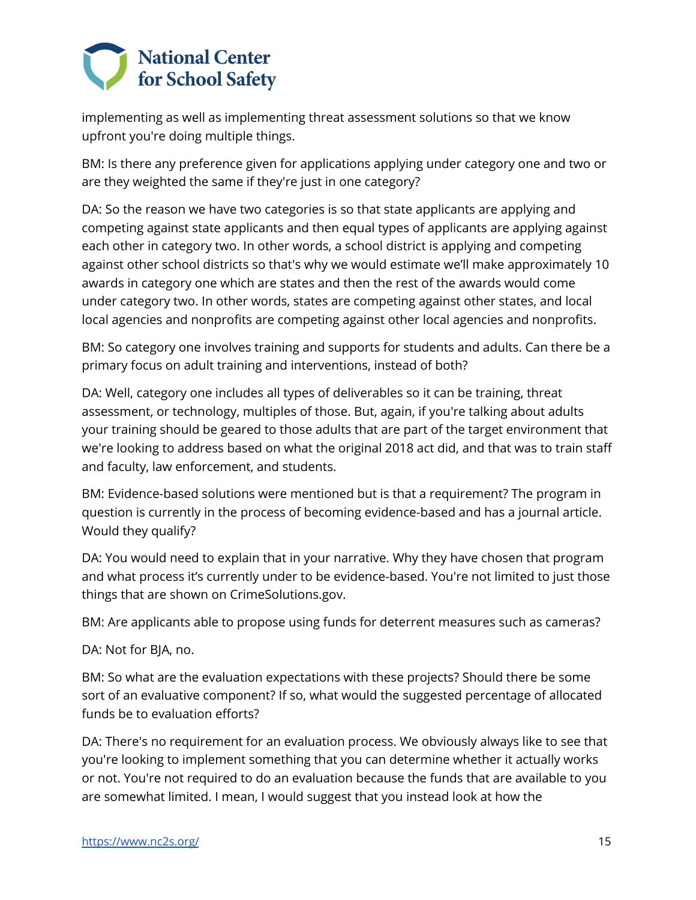implementing as well as implementing threat assessment solutions so that we know upfront you're doing multiple things.

BM: Is there any preference given for applications applying under category one and two or are they weighted the same if they're just in one category?

DA: So the reason we have two categories is so that state applicants are applying and competing against state applicants and then equal types of applicants are applying against each other in category two. In other words, a school district is applying and competing against other school districts so that's why we would estimate we'll make approximately 10 awards in category one which are states and then the rest of the awards would come under category two. In other words, states are competing against other states, and local local agencies and nonprofits are competing against other local agencies and nonprofits.

BM: So category one involves training and supports for students and adults. Can there be a primary focus on adult training and interventions, instead of both?

DA: Well, category one includes all types of deliverables so it can be training, threat assessment, or technology, multiples of those. But, again, if you're talking about adults your training should be geared to those adults that are part of the target environment that we're looking to address based on what the original 2018 act did, and that was to train staff and faculty, law enforcement, and students.

BM: Evidence-based solutions were mentioned but is that a requirement? The program in question is currently in the process of becoming evidence-based and has a journal article. Would they qualify?

DA: You would need to explain that in your narrative. Why they have chosen that program and what process it's currently under to be evidence-based. You're not limited to just those things that are shown on CrimeSolutions.gov.

BM: Are applicants able to propose using funds for deterrent measures such as cameras?

DA: Not for BJA, no.

BM: So what are the evaluation expectations with these projects? Should there be some sort of an evaluative component? If so, what would the suggested percentage of allocated funds be to evaluation efforts?

DA: There's no requirement for an evaluation process. We obviously always like to see that you're looking to implement something that you can determine whether it actually works or not. You're not required to do an evaluation because the funds that are available to you are somewhat limited. I mean, I would suggest that you instead look at how the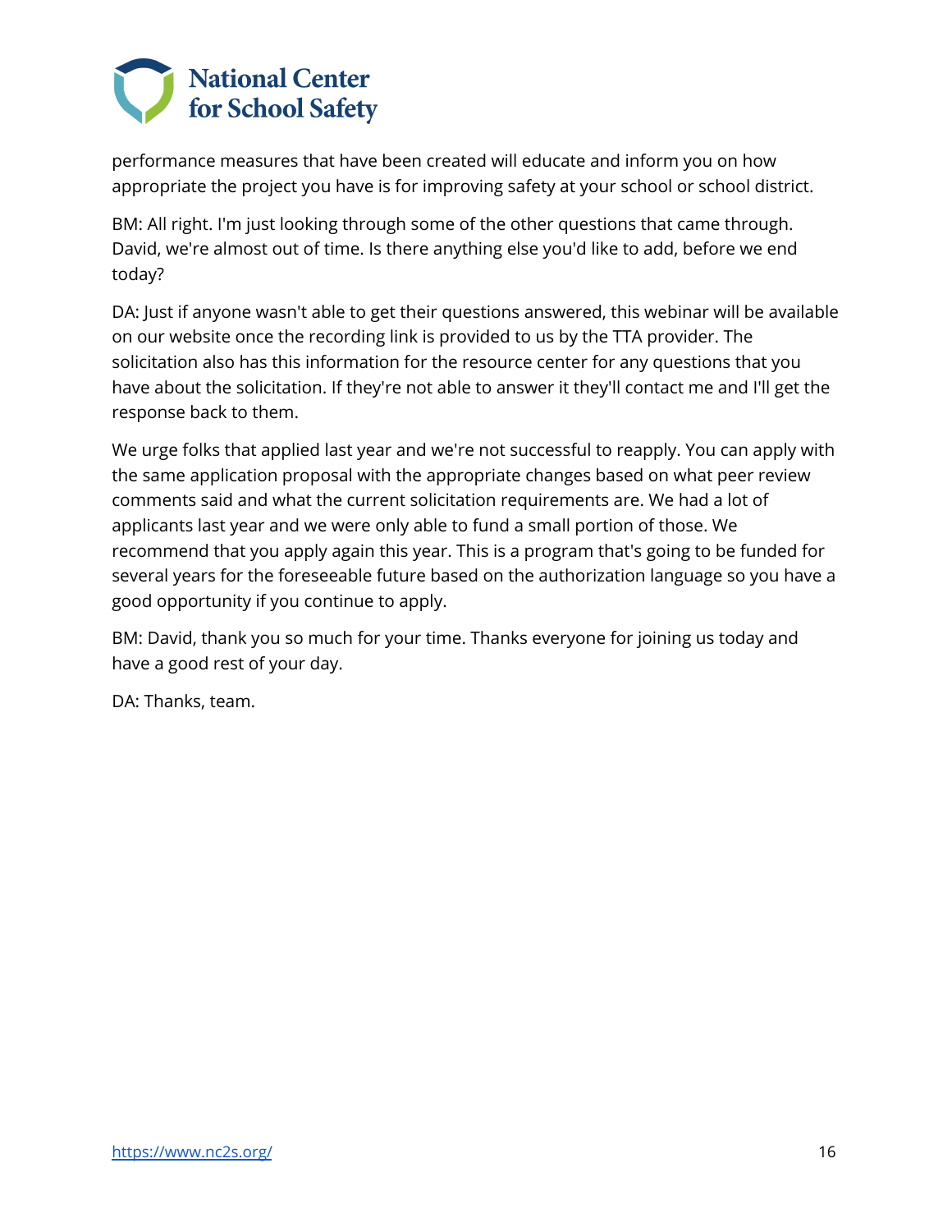performance measures that have been created will educate and inform you on how appropriate the project you have is for improving safety at your school or school district.

BM: All right. I'm just looking through some of the other questions that came through. David, we're almost out of time. Is there anything else you'd like to add, before we end today?

DA: Just if anyone wasn't able to get their questions answered, this webinar will be available on our website once the recording link is provided to us by the TTA provider. The solicitation also has this information for the resource center for any questions that you have about the solicitation. If they're not able to answer it they'll contact me and I'll get the response back to them.

We urge folks that applied last year and we're not successful to reapply. You can apply with the same application proposal with the appropriate changes based on what peer review comments said and what the current solicitation requirements are. We had a lot of applicants last year and we were only able to fund a small portion of those. We recommend that you apply again this year. This is a program that's going to be funded for several years for the foreseeable future based on the authorization language so you have a good opportunity if you continue to apply.

BM: David, thank you so much for your time. Thanks everyone for joining us today and have a good rest of your day.

DA: Thanks, team.